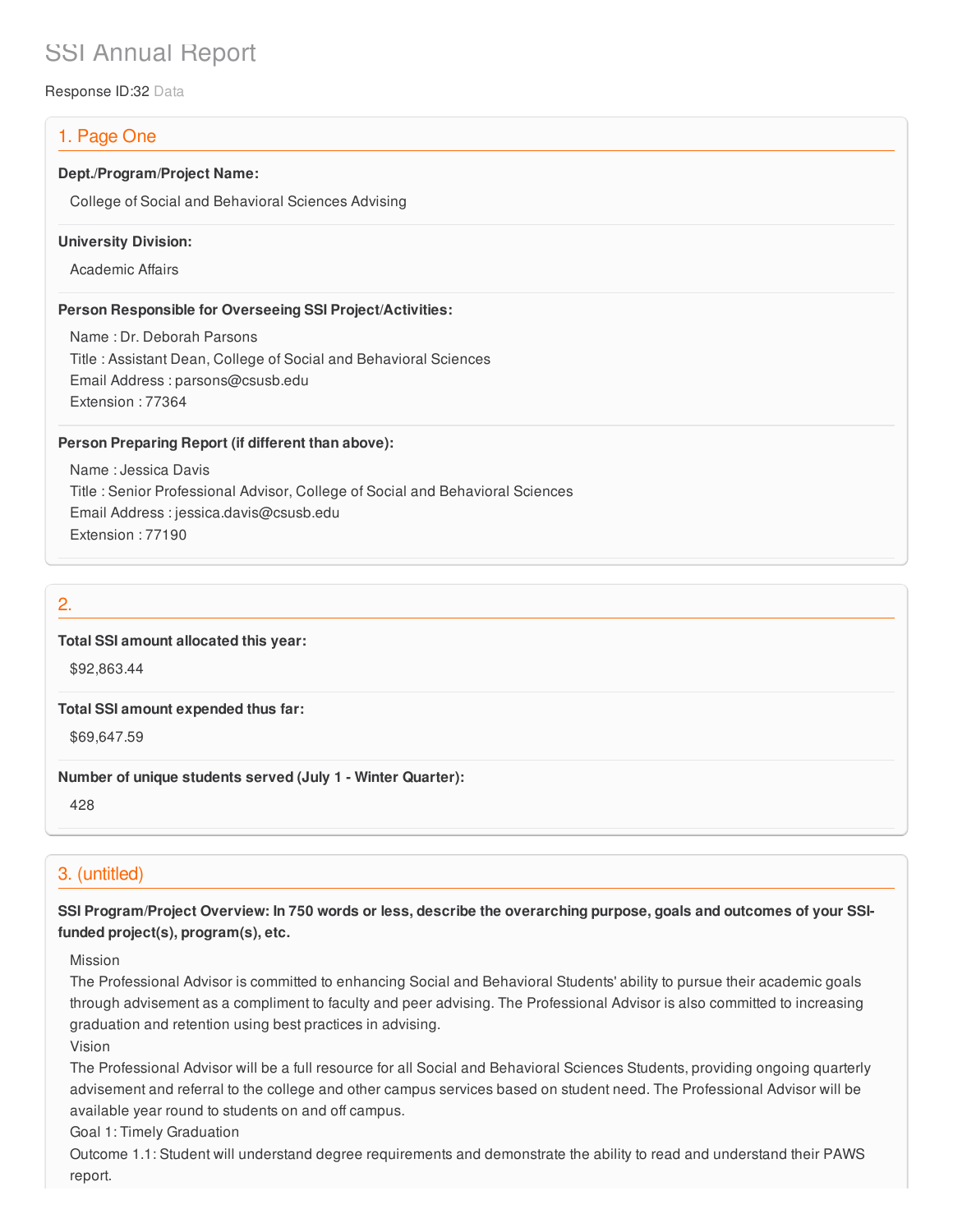# SSI Annual Report

Response ID:32 Data

## 1. Page One

**Dept./Program/Project Name:**

College of Social and Behavioral Sciences Advising

**University Division:**

Academic Affairs

**Person Responsible for Overseeing SSI Project/Activities:**

Name : Dr. Deborah Parsons
Title : Assistant Dean, College of Social and Behavioral Sciences
Email Address : parsons@csusb.edu
Extension : 77364

**Person Preparing Report (if different than above):**

Name : Jessica Davis
Title : Senior Professional Advisor, College of Social and Behavioral Sciences
Email Address : jessica.davis@csusb.edu
Extension : 77190

## 2.

**Total SSI amount allocated this year:**

$92,863.44

**Total SSI amount expended thus far:**

$69,647.59

**Number of unique students served (July 1 - Winter Quarter):**

428

## 3. (untitled)

**SSI Program/Project Overview: In 750 words or less, describe the overarching purpose, goals and outcomes of your SSI-funded project(s), program(s), etc.**

Mission
The Professional Advisor is committed to enhancing Social and Behavioral Students' ability to pursue their academic goals through advisement as a compliment to faculty and peer advising. The Professional Advisor is also committed to increasing graduation and retention using best practices in advising.
Vision
The Professional Advisor will be a full resource for all Social and Behavioral Sciences Students, providing ongoing quarterly advisement and referral to the college and other campus services based on student need. The Professional Advisor will be available year round to students on and off campus.
Goal 1: Timely Graduation
Outcome 1.1: Student will understand degree requirements and demonstrate the ability to read and understand their PAWS report.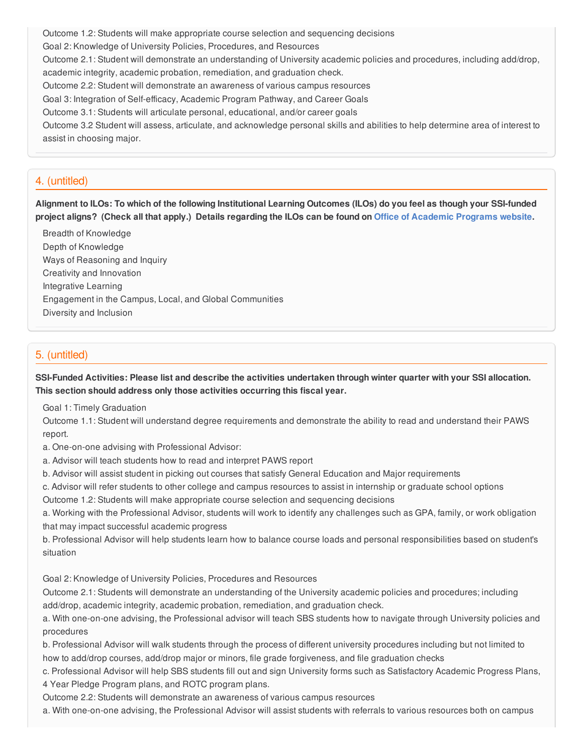Outcome 1.2: Students will make appropriate course selection and sequencing decisions

Goal 2: Knowledge of University Policies, Procedures, and Resources

Outcome 2.1: Student will demonstrate an understanding of University academic policies and procedures, including add/drop, academic integrity, academic probation, remediation, and graduation check.

Outcome 2.2: Student will demonstrate an awareness of various campus resources

Goal 3: Integration of Self-efficacy, Academic Program Pathway, and Career Goals

Outcome 3.1: Students will articulate personal, educational, and/or career goals

Outcome 3.2 Student will assess, articulate, and acknowledge personal skills and abilities to help determine area of interest to assist in choosing major.

## 4. (untitled)

**Alignment to ILOs: To which of the following Institutional Learning Outcomes (ILOs) do you feel as though your SSI-funded project aligns? (Check all that apply.) Details regarding the ILOs can be found on Office of Academic Programs website.**

Breadth of Knowledge

Depth of Knowledge

Ways of Reasoning and Inquiry

Creativity and Innovation

Integrative Learning

Engagement in the Campus, Local, and Global Communities

Diversity and Inclusion

## 5. (untitled)

**SSI-Funded Activities: Please list and describe the activities undertaken through winter quarter with your SSI allocation. This section should address only those activities occurring this fiscal year.**

Goal 1: Timely Graduation

Outcome 1.1: Student will understand degree requirements and demonstrate the ability to read and understand their PAWS report.

a. One-on-one advising with Professional Advisor:

a. Advisor will teach students how to read and interpret PAWS report

b. Advisor will assist student in picking out courses that satisfy General Education and Major requirements

c. Advisor will refer students to other college and campus resources to assist in internship or graduate school options

Outcome 1.2: Students will make appropriate course selection and sequencing decisions

a. Working with the Professional Advisor, students will work to identify any challenges such as GPA, family, or work obligation that may impact successful academic progress

b. Professional Advisor will help students learn how to balance course loads and personal responsibilities based on student's situation

Goal 2: Knowledge of University Policies, Procedures and Resources

Outcome 2.1: Students will demonstrate an understanding of the University academic policies and procedures; including add/drop, academic integrity, academic probation, remediation, and graduation check.

a. With one-on-one advising, the Professional advisor will teach SBS students how to navigate through University policies and procedures

b. Professional Advisor will walk students through the process of different university procedures including but not limited to how to add/drop courses, add/drop major or minors, file grade forgiveness, and file graduation checks

c. Professional Advisor will help SBS students fill out and sign University forms such as Satisfactory Academic Progress Plans, 4 Year Pledge Program plans, and ROTC program plans.

Outcome 2.2: Students will demonstrate an awareness of various campus resources

a. With one-on-one advising, the Professional Advisor will assist students with referrals to various resources both on campus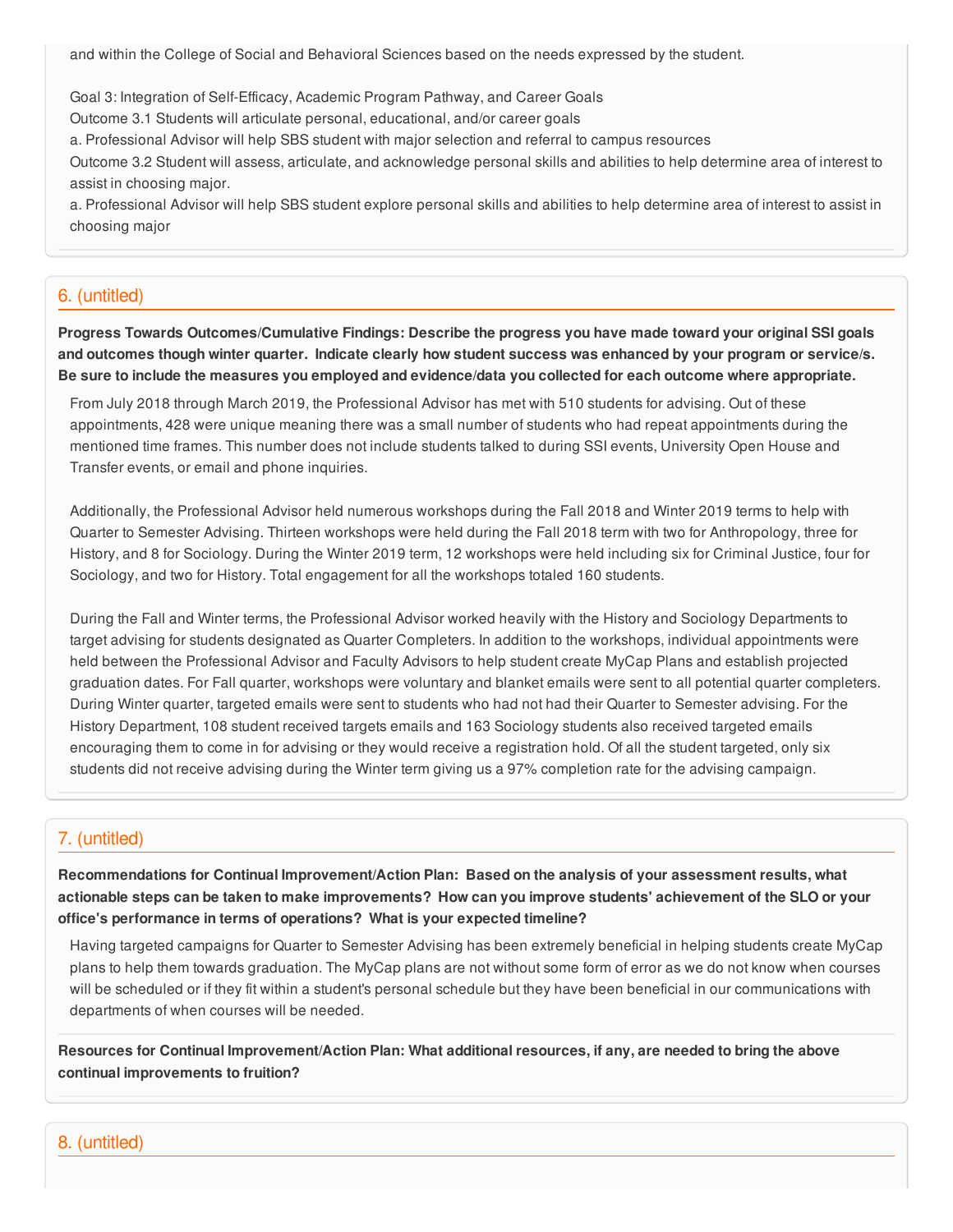and within the College of Social and Behavioral Sciences based on the needs expressed by the student.

Goal 3: Integration of Self-Efficacy, Academic Program Pathway, and Career Goals
Outcome 3.1 Students will articulate personal, educational, and/or career goals
a. Professional Advisor will help SBS student with major selection and referral to campus resources
Outcome 3.2 Student will assess, articulate, and acknowledge personal skills and abilities to help determine area of interest to assist in choosing major.
a. Professional Advisor will help SBS student explore personal skills and abilities to help determine area of interest to assist in choosing major

## 6. (untitled)

**Progress Towards Outcomes/Cumulative Findings: Describe the progress you have made toward your original SSI goals and outcomes though winter quarter. Indicate clearly how student success was enhanced by your program or service/s. Be sure to include the measures you employed and evidence/data you collected for each outcome where appropriate.**

From July 2018 through March 2019, the Professional Advisor has met with 510 students for advising. Out of these appointments, 428 were unique meaning there was a small number of students who had repeat appointments during the mentioned time frames. This number does not include students talked to during SSI events, University Open House and Transfer events, or email and phone inquiries.

Additionally, the Professional Advisor held numerous workshops during the Fall 2018 and Winter 2019 terms to help with Quarter to Semester Advising. Thirteen workshops were held during the Fall 2018 term with two for Anthropology, three for History, and 8 for Sociology. During the Winter 2019 term, 12 workshops were held including six for Criminal Justice, four for Sociology, and two for History. Total engagement for all the workshops totaled 160 students.

During the Fall and Winter terms, the Professional Advisor worked heavily with the History and Sociology Departments to target advising for students designated as Quarter Completers. In addition to the workshops, individual appointments were held between the Professional Advisor and Faculty Advisors to help student create MyCap Plans and establish projected graduation dates. For Fall quarter, workshops were voluntary and blanket emails were sent to all potential quarter completers. During Winter quarter, targeted emails were sent to students who had not had their Quarter to Semester advising. For the History Department, 108 student received targets emails and 163 Sociology students also received targeted emails encouraging them to come in for advising or they would receive a registration hold. Of all the student targeted, only six students did not receive advising during the Winter term giving us a 97% completion rate for the advising campaign.

## 7. (untitled)

**Recommendations for Continual Improvement/Action Plan: Based on the analysis of your assessment results, what actionable steps can be taken to make improvements? How can you improve students' achievement of the SLO or your office's performance in terms of operations? What is your expected timeline?**

Having targeted campaigns for Quarter to Semester Advising has been extremely beneficial in helping students create MyCap plans to help them towards graduation. The MyCap plans are not without some form of error as we do not know when courses will be scheduled or if they fit within a student's personal schedule but they have been beneficial in our communications with departments of when courses will be needed.

**Resources for Continual Improvement/Action Plan: What additional resources, if any, are needed to bring the above continual improvements to fruition?**

## 8. (untitled)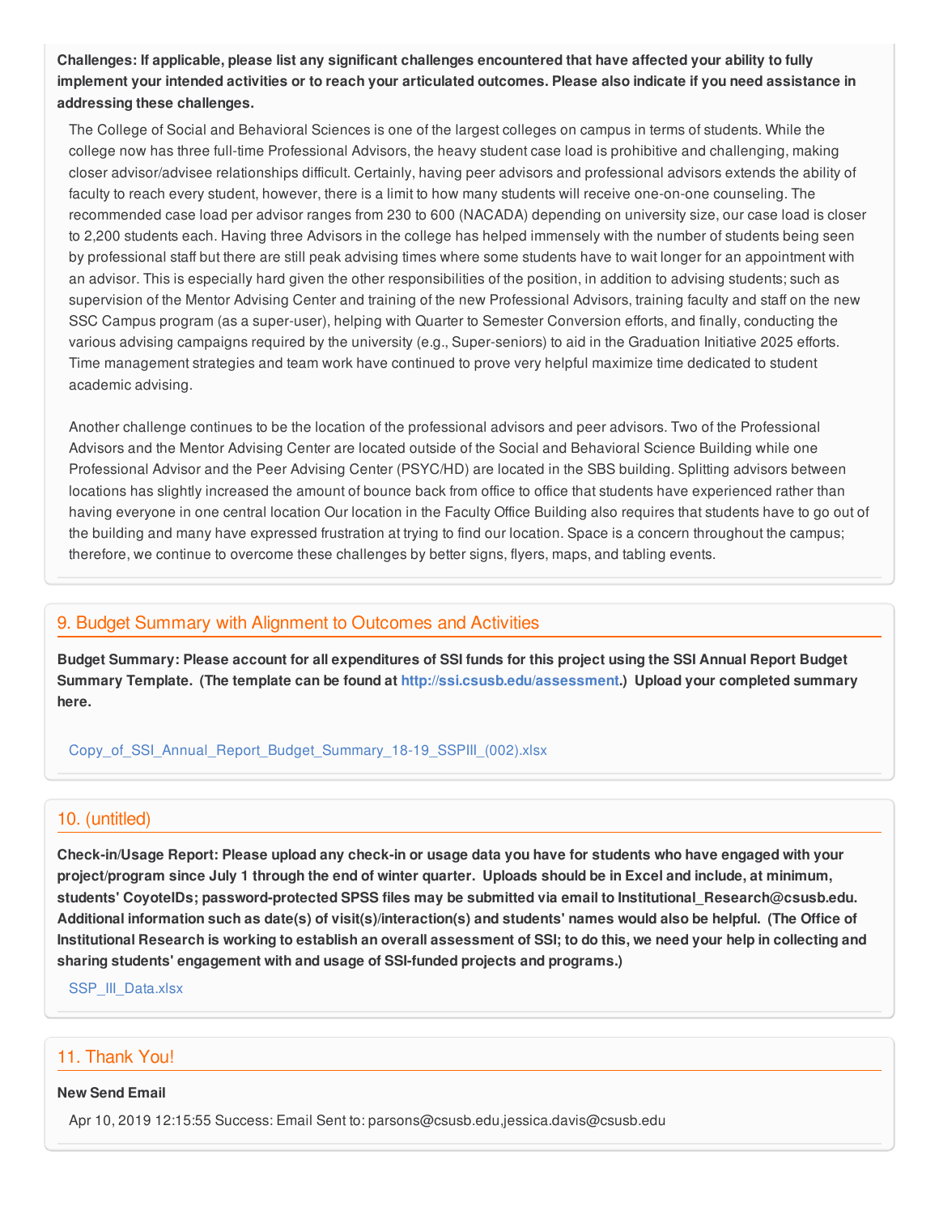**Challenges: If applicable, please list any significant challenges encountered that have affected your ability to fully implement your intended activities or to reach your articulated outcomes. Please also indicate if you need assistance in addressing these challenges.**

The College of Social and Behavioral Sciences is one of the largest colleges on campus in terms of students. While the college now has three full-time Professional Advisors, the heavy student case load is prohibitive and challenging, making closer advisor/advisee relationships difficult. Certainly, having peer advisors and professional advisors extends the ability of faculty to reach every student, however, there is a limit to how many students will receive one-on-one counseling. The recommended case load per advisor ranges from 230 to 600 (NACADA) depending on university size, our case load is closer to 2,200 students each. Having three Advisors in the college has helped immensely with the number of students being seen by professional staff but there are still peak advising times where some students have to wait longer for an appointment with an advisor. This is especially hard given the other responsibilities of the position, in addition to advising students; such as supervision of the Mentor Advising Center and training of the new Professional Advisors, training faculty and staff on the new SSC Campus program (as a super-user), helping with Quarter to Semester Conversion efforts, and finally, conducting the various advising campaigns required by the university (e.g., Super-seniors) to aid in the Graduation Initiative 2025 efforts. Time management strategies and team work have continued to prove very helpful maximize time dedicated to student academic advising.

Another challenge continues to be the location of the professional advisors and peer advisors. Two of the Professional Advisors and the Mentor Advising Center are located outside of the Social and Behavioral Science Building while one Professional Advisor and the Peer Advising Center (PSYC/HD) are located in the SBS building. Splitting advisors between locations has slightly increased the amount of bounce back from office to office that students have experienced rather than having everyone in one central location Our location in the Faculty Office Building also requires that students have to go out of the building and many have expressed frustration at trying to find our location. Space is a concern throughout the campus; therefore, we continue to overcome these challenges by better signs, flyers, maps, and tabling events.

## 9. Budget Summary with Alignment to Outcomes and Activities

**Budget Summary: Please account for all expenditures of SSI funds for this project using the SSI Annual Report Budget Summary Template. (The template can be found at http://ssi.csusb.edu/assessment.) Upload your completed summary here.**

Copy_of_SSI_Annual_Report_Budget_Summary_18-19_SSPIII_(002).xlsx

## 10. (untitled)

**Check-in/Usage Report: Please upload any check-in or usage data you have for students who have engaged with your project/program since July 1 through the end of winter quarter. Uploads should be in Excel and include, at minimum, students' CoyoteIDs; password-protected SPSS files may be submitted via email to Institutional_Research@csusb.edu. Additional information such as date(s) of visit(s)/interaction(s) and students' names would also be helpful. (The Office of Institutional Research is working to establish an overall assessment of SSI; to do this, we need your help in collecting and sharing students' engagement with and usage of SSI-funded projects and programs.)**

SSP_III_Data.xlsx

## 11. Thank You!

**New Send Email**

Apr 10, 2019 12:15:55 Success: Email Sent to: parsons@csusb.edu,jessica.davis@csusb.edu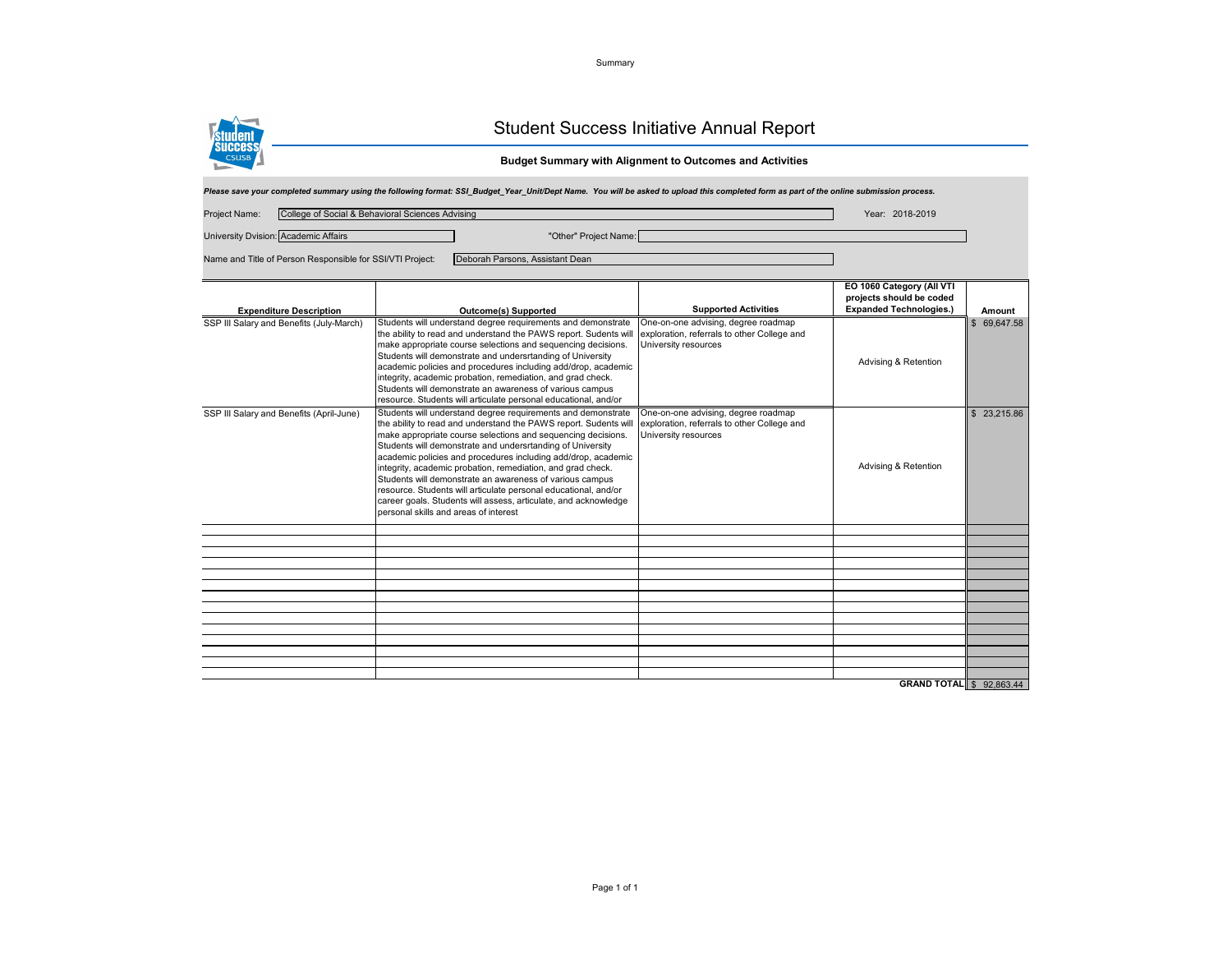# Student Success Initiative Annual Report

## Budget Summary with Alignment to Outcomes and Activities

***Please save your completed summary using the following format: SSI_Budget_Year_Unit/Dept Name. You will be asked to upload this completed form as part of the online submission process.***

Project Name: College of Social & Behavioral Sciences Advising

Year: 2018-2019

University Dvision: Academic Affairs

"Other" Project Name:

Name and Title of Person Responsible for SSI/VTI Project: Deborah Parsons, Assistant Dean

| Expenditure Description | Outcome(s) Supported | Supported Activities | EO 1060 Category (All VTI projects should be coded Expanded Technologies.) | Amount |
|---|---|---|---|---|
| SSP III Salary and Benefits (July-March) | Students will understand degree requirements and demonstrate the ability to read and understand the PAWS report. Students will make appropriate course selections and sequencing decisions. Students will demonstrate and undersrtanding of University academic policies and procedures including add/drop, academic integrity, academic probation, remediation, and grad check. Students will demonstrate an awareness of various campus resource. Students will articulate personal educational, and/or | One-on-one advising, degree roadmap exploration, referrals to other College and University resources | Advising & Retention | $ 69,647.58 |
| SSP III Salary and Benefits (April-June) | Students will understand degree requirements and demonstrate the ability to read and understand the PAWS report. Students will make appropriate course selections and sequencing decisions. Students will demonstrate and undersrtanding of University academic policies and procedures including add/drop, academic integrity, academic probation, remediation, and grad check. Students will demonstrate an awareness of various campus resource. Students will articulate personal educational, and/or career goals. Students will assess, articulate, and acknowledge personal skills and areas of interest | One-on-one advising, degree roadmap exploration, referrals to other College and University resources | Advising & Retention | $ 23,215.86 |
| | | | | |
| | | | | |
| | | | | |
| | | | | |
| | | | | |
| | | | | |
| | | | | |
| | | | | |
| | | | | |
| | | | | |
| | | | | |
| | | | | |
| | | | | |
| | | | **GRAND TOTAL** | $ 92,863.44 |